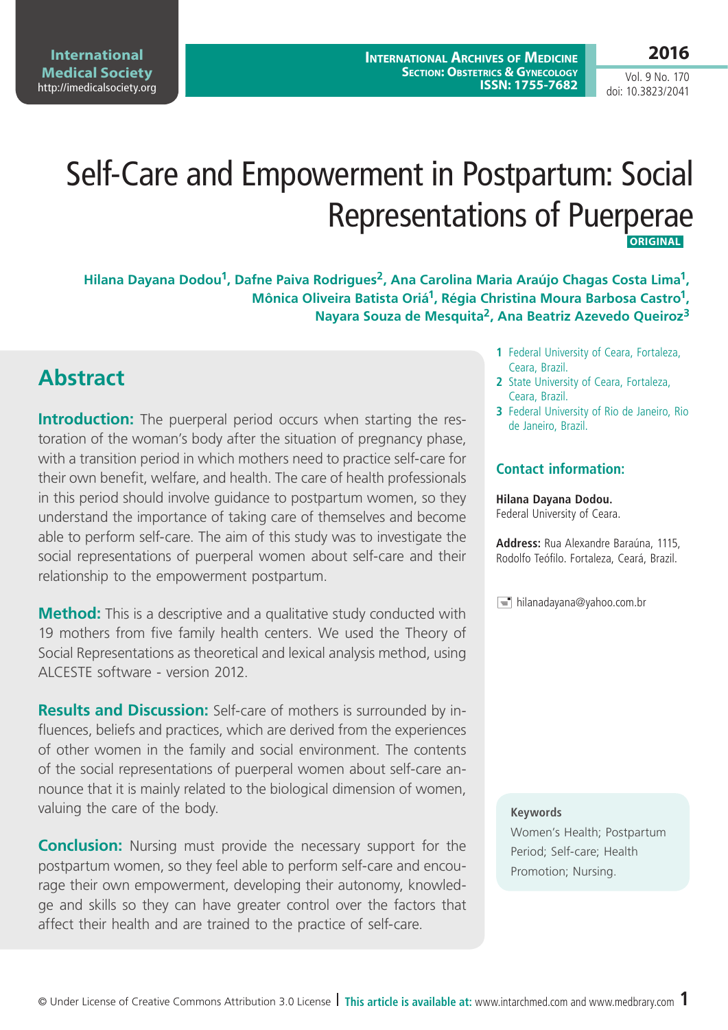# Self-Care and Empowerment in Postpartum: Social Representations of Puerperae

ORIGINAL

**Hilana Dayana Dodou[1], Dafne Paiva Rodrigues[2], Ana Carolina Maria Araújo Chagas Costa Lima[1], Mônica Oliveira Batista Oriá[1], Régia Christina Moura Barbosa Castro[1], Nayara Souza de Mesquita[2], Ana Beatriz Azevedo Queiroz[3]**

1. Federal University of Ceara, Fortaleza, Ceara, Brazil.
2. State University of Ceara, Fortaleza, Ceara, Brazil.
3. Federal University of Rio de Janeiro, Rio de Janeiro, Brazil.

## Contact information:

**Hilana Dayana Dodou.**
Federal University of Ceara.

**Address:** Rua Alexandre Baraúna, 1115, Rodolfo Teófilo. Fortaleza, Ceará, Brazil.

hilanadayana@yahoo.com.br

## Abstract

**Introduction:** The puerperal period occurs when starting the restoration of the woman's body after the situation of pregnancy phase, with a transition period in which mothers need to practice self-care for their own benefit, welfare, and health. The care of health professionals in this period should involve guidance to postpartum women, so they understand the importance of taking care of themselves and become able to perform self-care. The aim of this study was to investigate the social representations of puerperal women about self-care and their relationship to the empowerment postpartum.

**Method:** This is a descriptive and a qualitative study conducted with 19 mothers from five family health centers. We used the Theory of Social Representations as theoretical and lexical analysis method, using ALCESTE software - version 2012.

**Results and Discussion:** Self-care of mothers is surrounded by influences, beliefs and practices, which are derived from the experiences of other women in the family and social environment. The contents of the social representations of puerperal women about self-care announce that it is mainly related to the biological dimension of women, valuing the care of the body.

**Conclusion:** Nursing must provide the necessary support for the postpartum women, so they feel able to perform self-care and encourage their own empowerment, developing their autonomy, knowledge and skills so they can have greater control over the factors that affect their health and are trained to the practice of self-care.

**Keywords**
Women's Health; Postpartum Period; Self-care; Health Promotion; Nursing.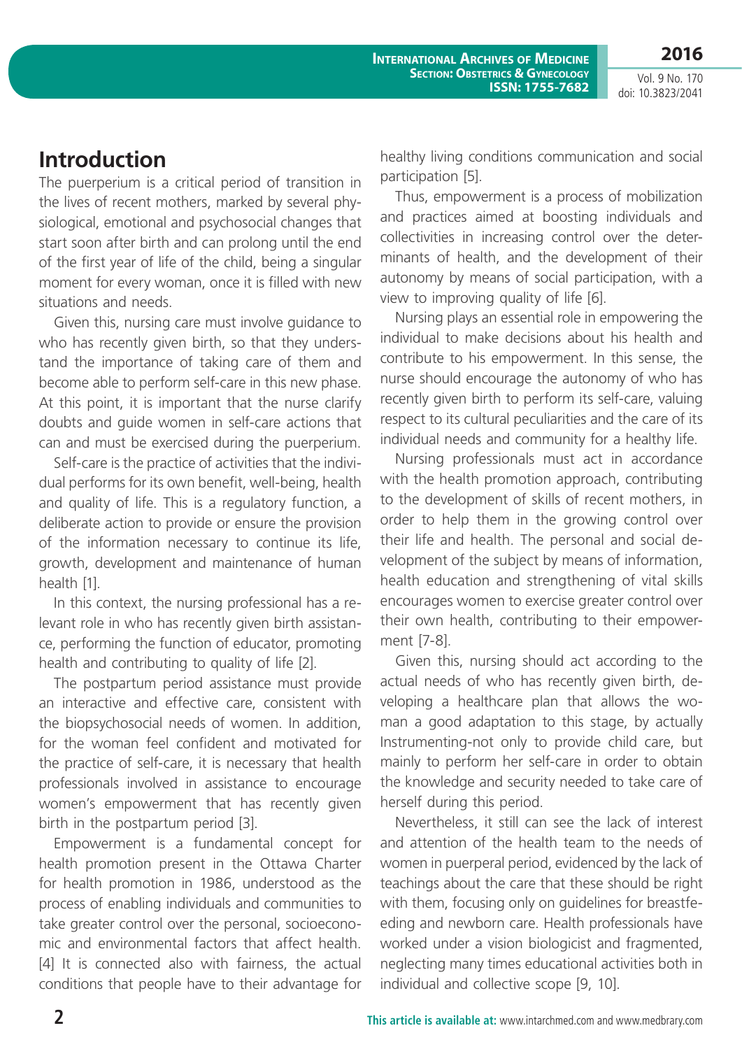## Introduction

The puerperium is a critical period of transition in the lives of recent mothers, marked by several physiological, emotional and psychosocial changes that start soon after birth and can prolong until the end of the first year of life of the child, being a singular moment for every woman, once it is filled with new situations and needs.

Given this, nursing care must involve guidance to who has recently given birth, so that they understand the importance of taking care of them and become able to perform self-care in this new phase. At this point, it is important that the nurse clarify doubts and guide women in self-care actions that can and must be exercised during the puerperium.

Self-care is the practice of activities that the individual performs for its own benefit, well-being, health and quality of life. This is a regulatory function, a deliberate action to provide or ensure the provision of the information necessary to continue its life, growth, development and maintenance of human health [1].

In this context, the nursing professional has a relevant role in who has recently given birth assistance, performing the function of educator, promoting health and contributing to quality of life [2].

The postpartum period assistance must provide an interactive and effective care, consistent with the biopsychosocial needs of women. In addition, for the woman feel confident and motivated for the practice of self-care, it is necessary that health professionals involved in assistance to encourage women's empowerment that has recently given birth in the postpartum period [3].

Empowerment is a fundamental concept for health promotion present in the Ottawa Charter for health promotion in 1986, understood as the process of enabling individuals and communities to take greater control over the personal, socioeconomic and environmental factors that affect health. [4] It is connected also with fairness, the actual conditions that people have to their advantage for healthy living conditions communication and social participation [5].

Thus, empowerment is a process of mobilization and practices aimed at boosting individuals and collectivities in increasing control over the determinants of health, and the development of their autonomy by means of social participation, with a view to improving quality of life [6].

Nursing plays an essential role in empowering the individual to make decisions about his health and contribute to his empowerment. In this sense, the nurse should encourage the autonomy of who has recently given birth to perform its self-care, valuing respect to its cultural peculiarities and the care of its individual needs and community for a healthy life.

Nursing professionals must act in accordance with the health promotion approach, contributing to the development of skills of recent mothers, in order to help them in the growing control over their life and health. The personal and social development of the subject by means of information, health education and strengthening of vital skills encourages women to exercise greater control over their own health, contributing to their empowerment [7-8].

Given this, nursing should act according to the actual needs of who has recently given birth, developing a healthcare plan that allows the woman a good adaptation to this stage, by actually Instrumenting-not only to provide child care, but mainly to perform her self-care in order to obtain the knowledge and security needed to take care of herself during this period.

Nevertheless, it still can see the lack of interest and attention of the health team to the needs of women in puerperal period, evidenced by the lack of teachings about the care that these should be right with them, focusing only on guidelines for breastfeeding and newborn care. Health professionals have worked under a vision biologicist and fragmented, neglecting many times educational activities both in individual and collective scope [9, 10].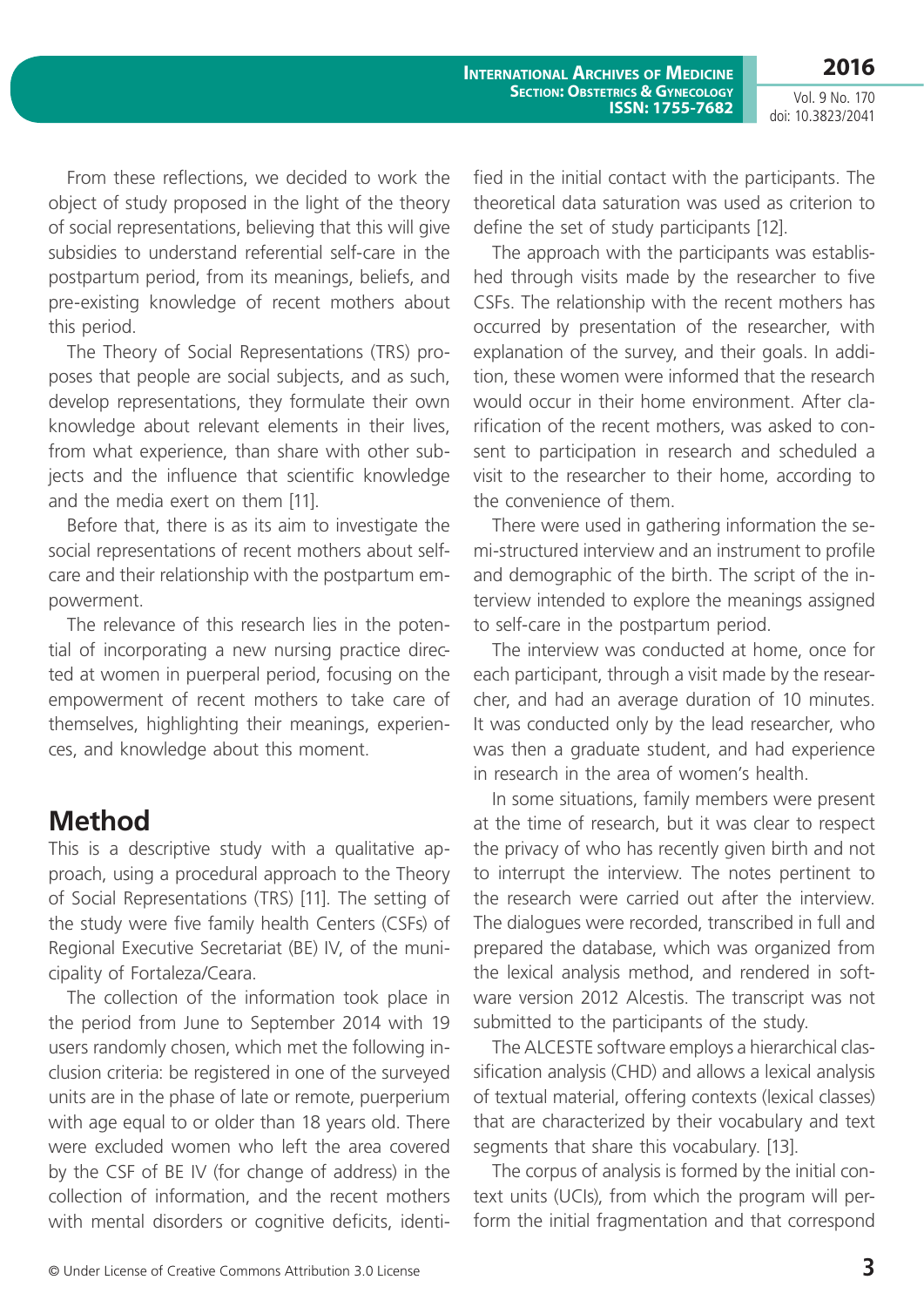From these reflections, we decided to work the object of study proposed in the light of the theory of social representations, believing that this will give subsidies to understand referential self-care in the postpartum period, from its meanings, beliefs, and pre-existing knowledge of recent mothers about this period.

The Theory of Social Representations (TRS) proposes that people are social subjects, and as such, develop representations, they formulate their own knowledge about relevant elements in their lives, from what experience, than share with other subjects and the influence that scientific knowledge and the media exert on them [11].

Before that, there is as its aim to investigate the social representations of recent mothers about self-care and their relationship with the postpartum empowerment.

The relevance of this research lies in the potential of incorporating a new nursing practice directed at women in puerperal period, focusing on the empowerment of recent mothers to take care of themselves, highlighting their meanings, experiences, and knowledge about this moment.

## Method

This is a descriptive study with a qualitative approach, using a procedural approach to the Theory of Social Representations (TRS) [11]. The setting of the study were five family health Centers (CSFs) of Regional Executive Secretariat (BE) IV, of the municipality of Fortaleza/Ceara.

The collection of the information took place in the period from June to September 2014 with 19 users randomly chosen, which met the following inclusion criteria: be registered in one of the surveyed units are in the phase of late or remote, puerperium with age equal to or older than 18 years old. There were excluded women who left the area covered by the CSF of BE IV (for change of address) in the collection of information, and the recent mothers with mental disorders or cognitive deficits, identified in the initial contact with the participants. The theoretical data saturation was used as criterion to define the set of study participants [12].

The approach with the participants was established through visits made by the researcher to five CSFs. The relationship with the recent mothers has occurred by presentation of the researcher, with explanation of the survey, and their goals. In addition, these women were informed that the research would occur in their home environment. After clarification of the recent mothers, was asked to consent to participation in research and scheduled a visit to the researcher to their home, according to the convenience of them.

There were used in gathering information the semi-structured interview and an instrument to profile and demographic of the birth. The script of the interview intended to explore the meanings assigned to self-care in the postpartum period.

The interview was conducted at home, once for each participant, through a visit made by the researcher, and had an average duration of 10 minutes. It was conducted only by the lead researcher, who was then a graduate student, and had experience in research in the area of women's health.

In some situations, family members were present at the time of research, but it was clear to respect the privacy of who has recently given birth and not to interrupt the interview. The notes pertinent to the research were carried out after the interview. The dialogues were recorded, transcribed in full and prepared the database, which was organized from the lexical analysis method, and rendered in software version 2012 Alcestis. The transcript was not submitted to the participants of the study.

The ALCESTE software employs a hierarchical classification analysis (CHD) and allows a lexical analysis of textual material, offering contexts (lexical classes) that are characterized by their vocabulary and text segments that share this vocabulary. [13].

The corpus of analysis is formed by the initial context units (UCIs), from which the program will perform the initial fragmentation and that correspond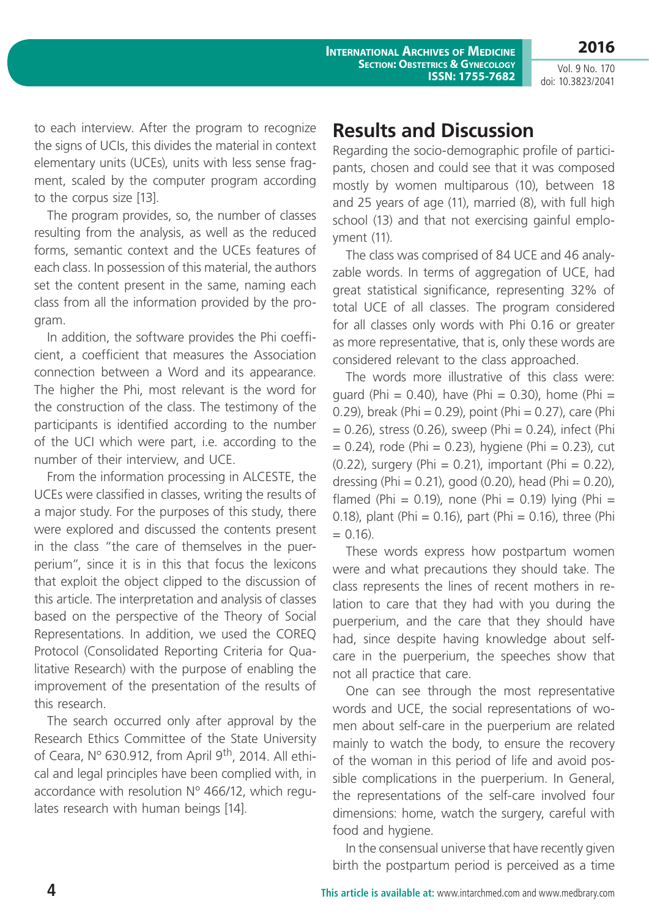to each interview. After the program to recognize the signs of UCIs, this divides the material in context elementary units (UCEs), units with less sense fragment, scaled by the computer program according to the corpus size [13].

The program provides, so, the number of classes resulting from the analysis, as well as the reduced forms, semantic context and the UCEs features of each class. In possession of this material, the authors set the content present in the same, naming each class from all the information provided by the program.

In addition, the software provides the Phi coefficient, a coefficient that measures the Association connection between a Word and its appearance. The higher the Phi, most relevant is the word for the construction of the class. The testimony of the participants is identified according to the number of the UCI which were part, i.e. according to the number of their interview, and UCE.

From the information processing in ALCESTE, the UCEs were classified in classes, writing the results of a major study. For the purposes of this study, there were explored and discussed the contents present in the class "the care of themselves in the puerperium", since it is in this that focus the lexicons that exploit the object clipped to the discussion of this article. The interpretation and analysis of classes based on the perspective of the Theory of Social Representations. In addition, we used the COREQ Protocol (Consolidated Reporting Criteria for Qualitative Research) with the purpose of enabling the improvement of the presentation of the results of this research.

The search occurred only after approval by the Research Ethics Committee of the State University of Ceara, N° 630.912, from April 9th, 2014. All ethical and legal principles have been complied with, in accordance with resolution N° 466/12, which regulates research with human beings [14].

## Results and Discussion

Regarding the socio-demographic profile of participants, chosen and could see that it was composed mostly by women multiparous (10), between 18 and 25 years of age (11), married (8), with full high school (13) and that not exercising gainful employment (11).

The class was comprised of 84 UCE and 46 analyzable words. In terms of aggregation of UCE, had great statistical significance, representing 32% of total UCE of all classes. The program considered for all classes only words with Phi 0.16 or greater as more representative, that is, only these words are considered relevant to the class approached.

The words more illustrative of this class were: guard (Phi = 0.40), have (Phi = 0.30), home (Phi = 0.29), break (Phi = 0.29), point (Phi = 0.27), care (Phi = 0.26), stress (0.26), sweep (Phi = 0.24), infect (Phi = 0.24), rode (Phi = 0.23), hygiene (Phi = 0.23), cut (0.22), surgery (Phi = 0.21), important (Phi = 0.22), dressing (Phi = 0.21), good (0.20), head (Phi = 0.20), flamed (Phi = 0.19), none (Phi = 0.19) lying (Phi = 0.18), plant (Phi = 0.16), part (Phi = 0.16), three (Phi = 0.16).

These words express how postpartum women were and what precautions they should take. The class represents the lines of recent mothers in relation to care that they had with you during the puerperium, and the care that they should have had, since despite having knowledge about self-care in the puerperium, the speeches show that not all practice that care.

One can see through the most representative words and UCE, the social representations of women about self-care in the puerperium are related mainly to watch the body, to ensure the recovery of the woman in this period of life and avoid possible complications in the puerperium. In General, the representations of the self-care involved four dimensions: home, watch the surgery, careful with food and hygiene.

In the consensual universe that have recently given birth the postpartum period is perceived as a time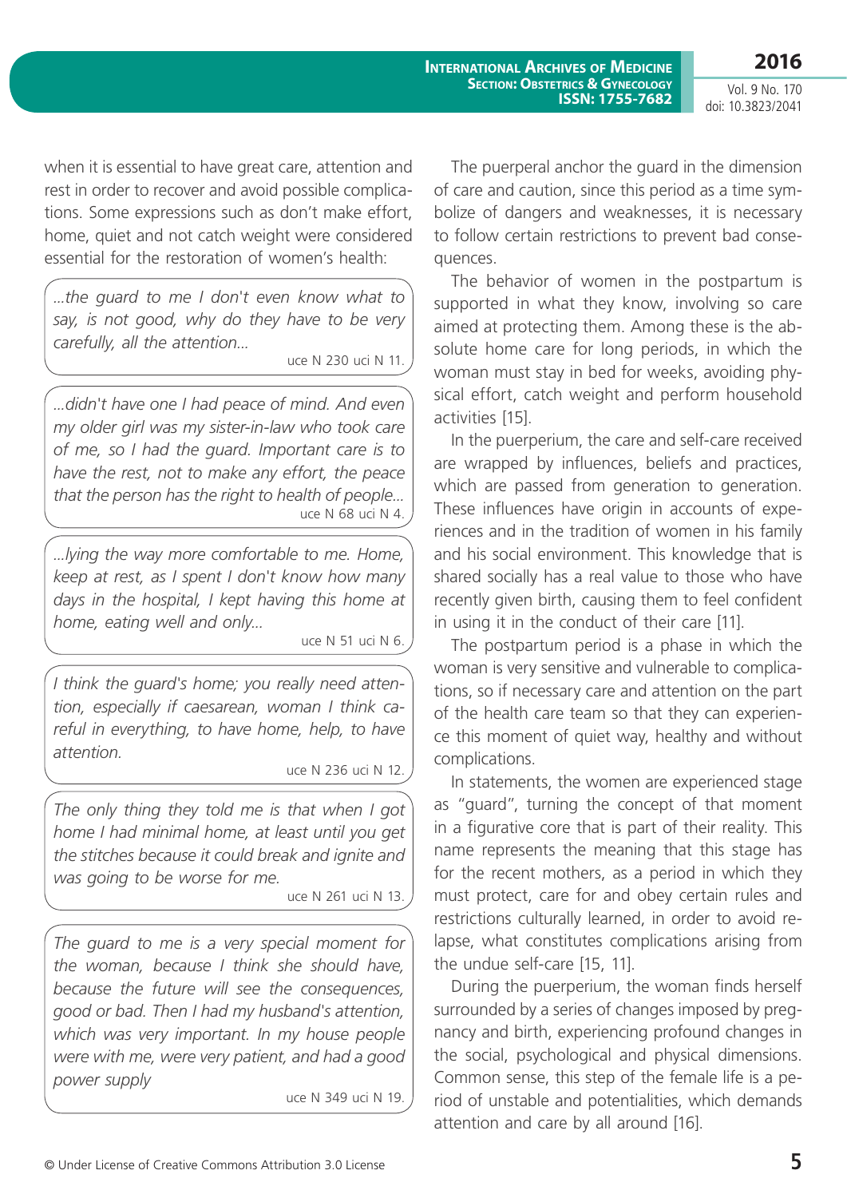when it is essential to have great care, attention and rest in order to recover and avoid possible complications. Some expressions such as don't make effort, home, quiet and not catch weight were considered essential for the restoration of women's health:

> *...the guard to me I don't even know what to say, is not good, why do they have to be very carefully, all the attention...*
>
> uce N 230 uci N 11.

> *...didn't have one I had peace of mind. And even my older girl was my sister-in-law who took care of me, so I had the guard. Important care is to have the rest, not to make any effort, the peace that the person has the right to health of people...*
>
> uce N 68 uci N 4.

> *...lying the way more comfortable to me. Home, keep at rest, as I spent I don't know how many days in the hospital, I kept having this home at home, eating well and only...*
>
> uce N 51 uci N 6.

> *I think the guard's home; you really need attention, especially if caesarean, woman I think careful in everything, to have home, help, to have attention.*
>
> uce N 236 uci N 12.

> *The only thing they told me is that when I got home I had minimal home, at least until you get the stitches because it could break and ignite and was going to be worse for me.*
>
> uce N 261 uci N 13.

> *The guard to me is a very special moment for the woman, because I think she should have, because the future will see the consequences, good or bad. Then I had my husband's attention, which was very important. In my house people were with me, were very patient, and had a good power supply*
>
> uce N 349 uci N 19.

The puerperal anchor the guard in the dimension of care and caution, since this period as a time symbolize of dangers and weaknesses, it is necessary to follow certain restrictions to prevent bad consequences.

The behavior of women in the postpartum is supported in what they know, involving so care aimed at protecting them. Among these is the absolute home care for long periods, in which the woman must stay in bed for weeks, avoiding physical effort, catch weight and perform household activities [15].

In the puerperium, the care and self-care received are wrapped by influences, beliefs and practices, which are passed from generation to generation. These influences have origin in accounts of experiences and in the tradition of women in his family and his social environment. This knowledge that is shared socially has a real value to those who have recently given birth, causing them to feel confident in using it in the conduct of their care [11].

The postpartum period is a phase in which the woman is very sensitive and vulnerable to complications, so if necessary care and attention on the part of the health care team so that they can experience this moment of quiet way, healthy and without complications.

In statements, the women are experienced stage as "guard", turning the concept of that moment in a figurative core that is part of their reality. This name represents the meaning that this stage has for the recent mothers, as a period in which they must protect, care for and obey certain rules and restrictions culturally learned, in order to avoid relapse, what constitutes complications arising from the undue self-care [15, 11].

During the puerperium, the woman finds herself surrounded by a series of changes imposed by pregnancy and birth, experiencing profound changes in the social, psychological and physical dimensions. Common sense, this step of the female life is a period of unstable and potentialities, which demands attention and care by all around [16].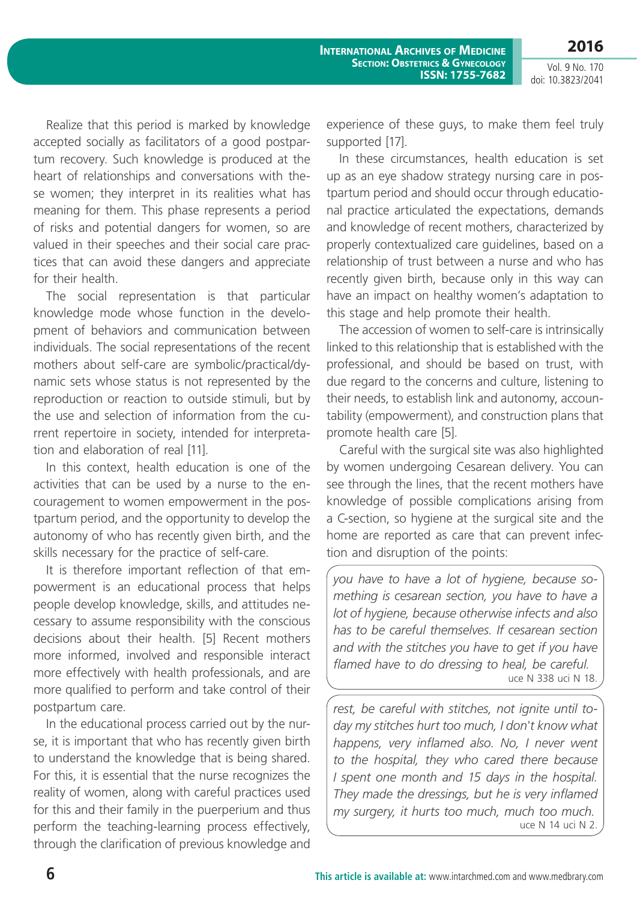Realize that this period is marked by knowledge accepted socially as facilitators of a good postpartum recovery. Such knowledge is produced at the heart of relationships and conversations with these women; they interpret in its realities what has meaning for them. This phase represents a period of risks and potential dangers for women, so are valued in their speeches and their social care practices that can avoid these dangers and appreciate for their health.

The social representation is that particular knowledge mode whose function in the development of behaviors and communication between individuals. The social representations of the recent mothers about self-care are symbolic/practical/dynamic sets whose status is not represented by the reproduction or reaction to outside stimuli, but by the use and selection of information from the current repertoire in society, intended for interpretation and elaboration of real [11].

In this context, health education is one of the activities that can be used by a nurse to the encouragement to women empowerment in the postpartum period, and the opportunity to develop the autonomy of who has recently given birth, and the skills necessary for the practice of self-care.

It is therefore important reflection of that empowerment is an educational process that helps people develop knowledge, skills, and attitudes necessary to assume responsibility with the conscious decisions about their health. [5] Recent mothers more informed, involved and responsible interact more effectively with health professionals, and are more qualified to perform and take control of their postpartum care.

In the educational process carried out by the nurse, it is important that who has recently given birth to understand the knowledge that is being shared. For this, it is essential that the nurse recognizes the reality of women, along with careful practices used for this and their family in the puerperium and thus perform the teaching-learning process effectively, through the clarification of previous knowledge and experience of these guys, to make them feel truly supported [17].

In these circumstances, health education is set up as an eye shadow strategy nursing care in postpartum period and should occur through educational practice articulated the expectations, demands and knowledge of recent mothers, characterized by properly contextualized care guidelines, based on a relationship of trust between a nurse and who has recently given birth, because only in this way can have an impact on healthy women's adaptation to this stage and help promote their health.

The accession of women to self-care is intrinsically linked to this relationship that is established with the professional, and should be based on trust, with due regard to the concerns and culture, listening to their needs, to establish link and autonomy, accountability (empowerment), and construction plans that promote health care [5].

Careful with the surgical site was also highlighted by women undergoing Cesarean delivery. You can see through the lines, that the recent mothers have knowledge of possible complications arising from a C-section, so hygiene at the surgical site and the home are reported as care that can prevent infection and disruption of the points:

> *you have to have a lot of hygiene, because something is cesarean section, you have to have a lot of hygiene, because otherwise infects and also has to be careful themselves. If cesarean section and with the stitches you have to get if you have flamed have to do dressing to heal, be careful.*
>
> uce N 338 uci N 18.

> *rest, be careful with stitches, not ignite until today my stitches hurt too much, I don't know what happens, very inflamed also. No, I never went to the hospital, they who cared there because I spent one month and 15 days in the hospital. They made the dressings, but he is very inflamed my surgery, it hurts too much, much too much.*
>
> uce N 14 uci N 2.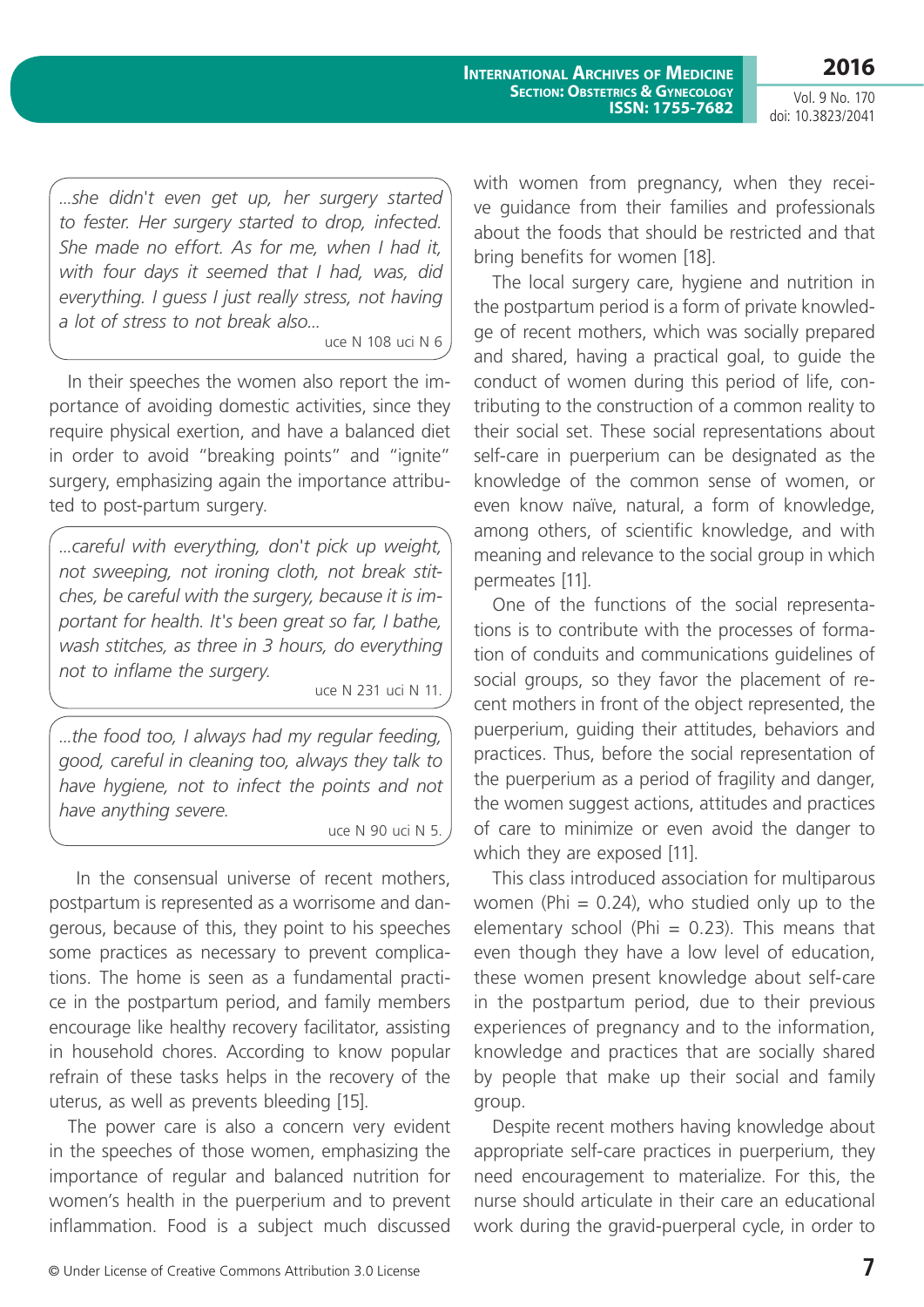> *...she didn't even get up, her surgery started to fester. Her surgery started to drop, infected. She made no effort. As for me, when I had it, with four days it seemed that I had, was, did everything. I guess I just really stress, not having a lot of stress to not break also...*
>
> uce N 108 uci N 6

In their speeches the women also report the importance of avoiding domestic activities, since they require physical exertion, and have a balanced diet in order to avoid "breaking points" and "ignite" surgery, emphasizing again the importance attributed to post-partum surgery.

> *...careful with everything, don't pick up weight, not sweeping, not ironing cloth, not break stitches, be careful with the surgery, because it is important for health. It's been great so far, I bathe, wash stitches, as three in 3 hours, do everything not to inflame the surgery.*
>
> uce N 231 uci N 11.

> *...the food too, I always had my regular feeding, good, careful in cleaning too, always they talk to have hygiene, not to infect the points and not have anything severe.*
>
> uce N 90 uci N 5.

In the consensual universe of recent mothers, postpartum is represented as a worrisome and dangerous, because of this, they point to his speeches some practices as necessary to prevent complications. The home is seen as a fundamental practice in the postpartum period, and family members encourage like healthy recovery facilitator, assisting in household chores. According to know popular refrain of these tasks helps in the recovery of the uterus, as well as prevents bleeding [15].

The power care is also a concern very evident in the speeches of those women, emphasizing the importance of regular and balanced nutrition for women's health in the puerperium and to prevent inflammation. Food is a subject much discussed with women from pregnancy, when they receive guidance from their families and professionals about the foods that should be restricted and that bring benefits for women [18].

The local surgery care, hygiene and nutrition in the postpartum period is a form of private knowledge of recent mothers, which was socially prepared and shared, having a practical goal, to guide the conduct of women during this period of life, contributing to the construction of a common reality to their social set. These social representations about self-care in puerperium can be designated as the knowledge of the common sense of women, or even know naïve, natural, a form of knowledge, among others, of scientific knowledge, and with meaning and relevance to the social group in which permeates [11].

One of the functions of the social representations is to contribute with the processes of formation of conduits and communications guidelines of social groups, so they favor the placement of recent mothers in front of the object represented, the puerperium, guiding their attitudes, behaviors and practices. Thus, before the social representation of the puerperium as a period of fragility and danger, the women suggest actions, attitudes and practices of care to minimize or even avoid the danger to which they are exposed [11].

This class introduced association for multiparous women (Phi = 0.24), who studied only up to the elementary school (Phi = 0.23). This means that even though they have a low level of education, these women present knowledge about self-care in the postpartum period, due to their previous experiences of pregnancy and to the information, knowledge and practices that are socially shared by people that make up their social and family group.

Despite recent mothers having knowledge about appropriate self-care practices in puerperium, they need encouragement to materialize. For this, the nurse should articulate in their care an educational work during the gravid-puerperal cycle, in order to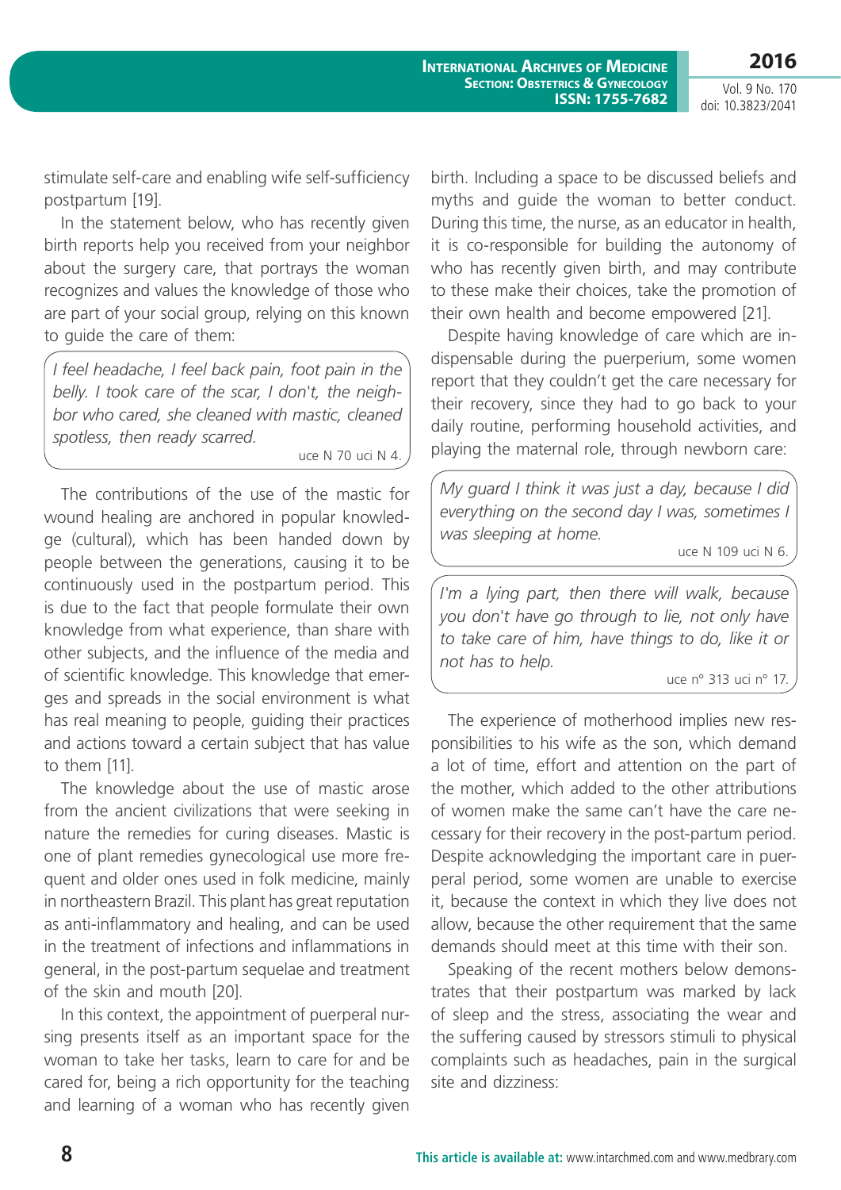stimulate self-care and enabling wife self-sufficiency postpartum [19].

In the statement below, who has recently given birth reports help you received from your neighbor about the surgery care, that portrays the woman recognizes and values the knowledge of those who are part of your social group, relying on this known to guide the care of them:

> *I feel headache, I feel back pain, foot pain in the belly. I took care of the scar, I don't, the neighbor who cared, she cleaned with mastic, cleaned spotless, then ready scarred.*
>
> uce N 70 uci N 4.

The contributions of the use of the mastic for wound healing are anchored in popular knowledge (cultural), which has been handed down by people between the generations, causing it to be continuously used in the postpartum period. This is due to the fact that people formulate their own knowledge from what experience, than share with other subjects, and the influence of the media and of scientific knowledge. This knowledge that emerges and spreads in the social environment is what has real meaning to people, guiding their practices and actions toward a certain subject that has value to them [11].

The knowledge about the use of mastic arose from the ancient civilizations that were seeking in nature the remedies for curing diseases. Mastic is one of plant remedies gynecological use more frequent and older ones used in folk medicine, mainly in northeastern Brazil. This plant has great reputation as anti-inflammatory and healing, and can be used in the treatment of infections and inflammations in general, in the post-partum sequelae and treatment of the skin and mouth [20].

In this context, the appointment of puerperal nursing presents itself as an important space for the woman to take her tasks, learn to care for and be cared for, being a rich opportunity for the teaching and learning of a woman who has recently given birth. Including a space to be discussed beliefs and myths and guide the woman to better conduct. During this time, the nurse, as an educator in health, it is co-responsible for building the autonomy of who has recently given birth, and may contribute to these make their choices, take the promotion of their own health and become empowered [21].

Despite having knowledge of care which are indispensable during the puerperium, some women report that they couldn't get the care necessary for their recovery, since they had to go back to your daily routine, performing household activities, and playing the maternal role, through newborn care:

> *My guard I think it was just a day, because I did everything on the second day I was, sometimes I was sleeping at home.*
>
> uce N 109 uci N 6.

> *I'm a lying part, then there will walk, because you don't have go through to lie, not only have to take care of him, have things to do, like it or not has to help.*
>
> uce n° 313 uci n° 17.

The experience of motherhood implies new responsibilities to his wife as the son, which demand a lot of time, effort and attention on the part of the mother, which added to the other attributions of women make the same can't have the care necessary for their recovery in the post-partum period. Despite acknowledging the important care in puerperal period, some women are unable to exercise it, because the context in which they live does not allow, because the other requirement that the same demands should meet at this time with their son.

Speaking of the recent mothers below demonstrates that their postpartum was marked by lack of sleep and the stress, associating the wear and the suffering caused by stressors stimuli to physical complaints such as headaches, pain in the surgical site and dizziness: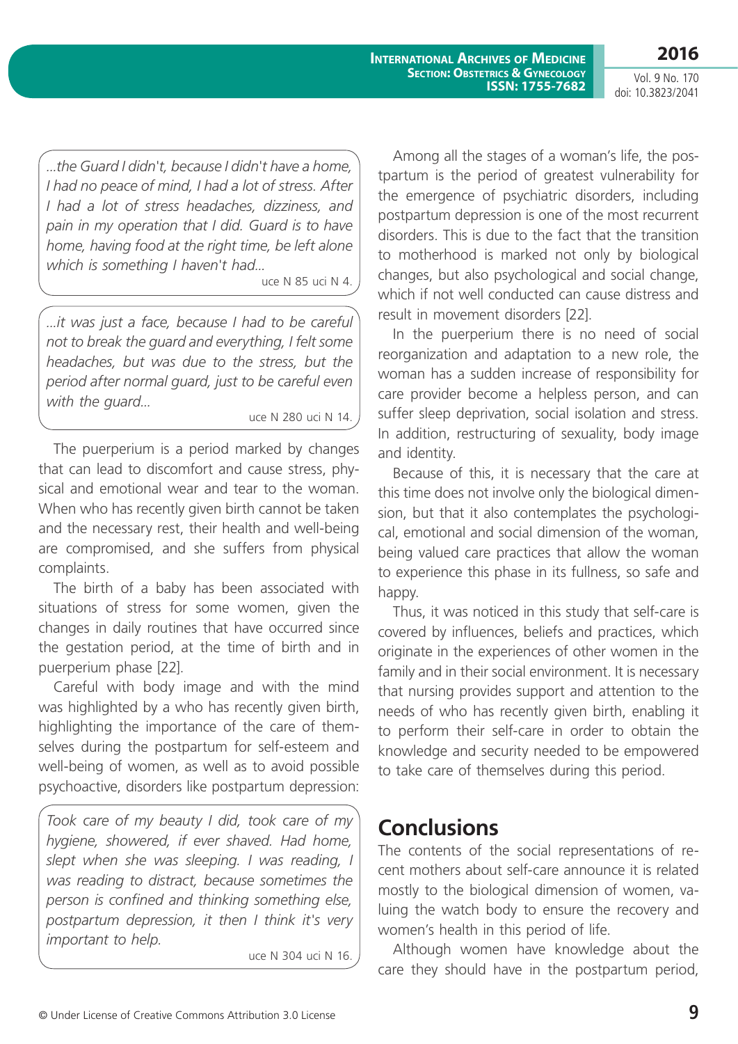*...the Guard I didn't, because I didn't have a home, I had no peace of mind, I had a lot of stress. After I had a lot of stress headaches, dizziness, and pain in my operation that I did. Guard is to have home, having food at the right time, be left alone which is something I haven't had...*

uce N 85 uci N 4.

*...it was just a face, because I had to be careful not to break the guard and everything, I felt some headaches, but was due to the stress, but the period after normal guard, just to be careful even with the guard...*

uce N 280 uci N 14.

The puerperium is a period marked by changes that can lead to discomfort and cause stress, physical and emotional wear and tear to the woman. When who has recently given birth cannot be taken and the necessary rest, their health and well-being are compromised, and she suffers from physical complaints.

The birth of a baby has been associated with situations of stress for some women, given the changes in daily routines that have occurred since the gestation period, at the time of birth and in puerperium phase [22].

Careful with body image and with the mind was highlighted by a who has recently given birth, highlighting the importance of the care of themselves during the postpartum for self-esteem and well-being of women, as well as to avoid possible psychoactive, disorders like postpartum depression:

*Took care of my beauty I did, took care of my hygiene, showered, if ever shaved. Had home, slept when she was sleeping. I was reading, I was reading to distract, because sometimes the person is confined and thinking something else, postpartum depression, it then I think it's very important to help.*

uce N 304 uci N 16.

Among all the stages of a woman's life, the postpartum is the period of greatest vulnerability for the emergence of psychiatric disorders, including postpartum depression is one of the most recurrent disorders. This is due to the fact that the transition to motherhood is marked not only by biological changes, but also psychological and social change, which if not well conducted can cause distress and result in movement disorders [22].

In the puerperium there is no need of social reorganization and adaptation to a new role, the woman has a sudden increase of responsibility for care provider become a helpless person, and can suffer sleep deprivation, social isolation and stress. In addition, restructuring of sexuality, body image and identity.

Because of this, it is necessary that the care at this time does not involve only the biological dimension, but that it also contemplates the psychological, emotional and social dimension of the woman, being valued care practices that allow the woman to experience this phase in its fullness, so safe and happy.

Thus, it was noticed in this study that self-care is covered by influences, beliefs and practices, which originate in the experiences of other women in the family and in their social environment. It is necessary that nursing provides support and attention to the needs of who has recently given birth, enabling it to perform their self-care in order to obtain the knowledge and security needed to be empowered to take care of themselves during this period.

## Conclusions

The contents of the social representations of recent mothers about self-care announce it is related mostly to the biological dimension of women, valuing the watch body to ensure the recovery and women's health in this period of life.

Although women have knowledge about the care they should have in the postpartum period,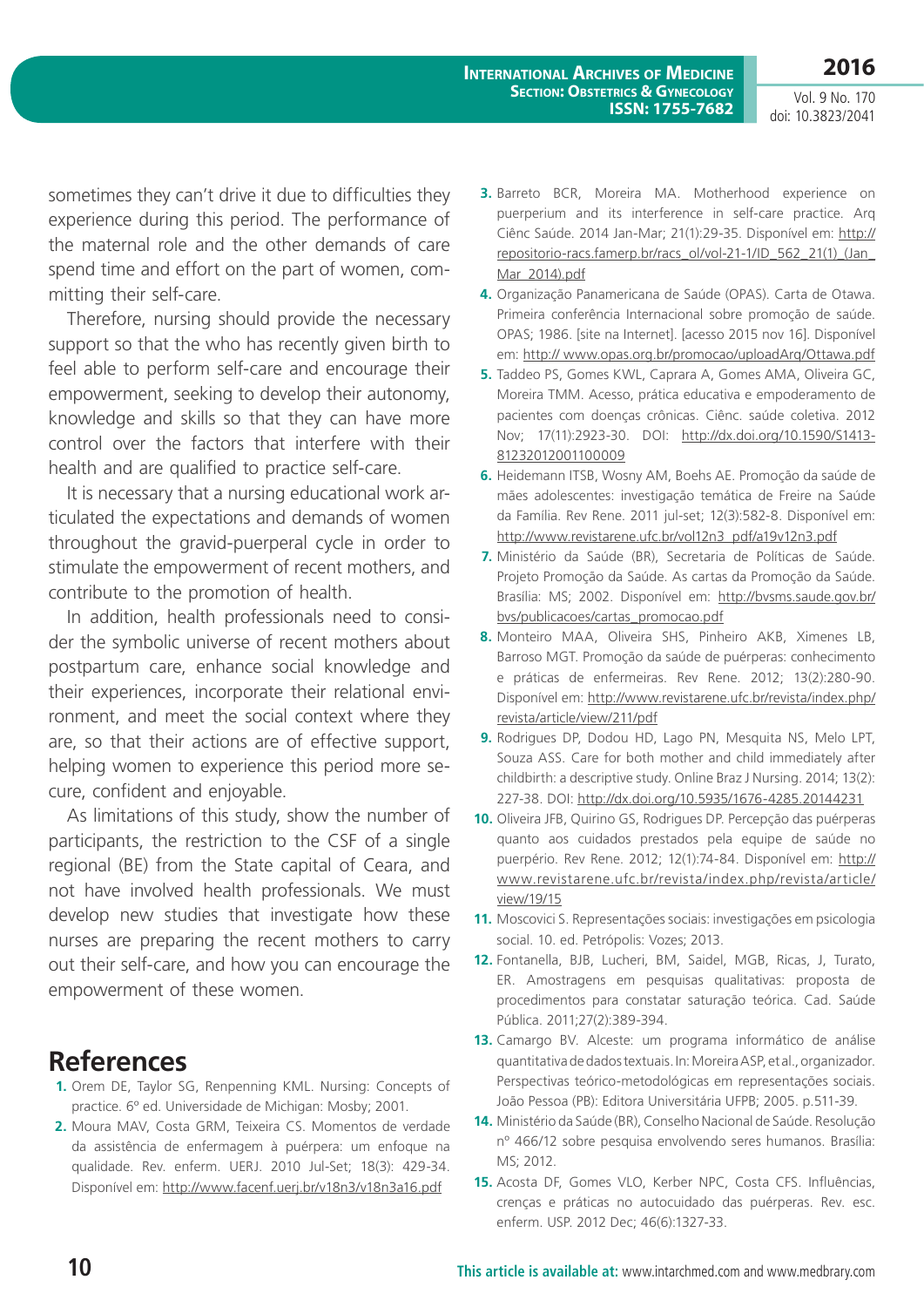sometimes they can't drive it due to difficulties they experience during this period. The performance of the maternal role and the other demands of care spend time and effort on the part of women, committing their self-care.

Therefore, nursing should provide the necessary support so that the who has recently given birth to feel able to perform self-care and encourage their empowerment, seeking to develop their autonomy, knowledge and skills so that they can have more control over the factors that interfere with their health and are qualified to practice self-care.

It is necessary that a nursing educational work articulated the expectations and demands of women throughout the gravid-puerperal cycle in order to stimulate the empowerment of recent mothers, and contribute to the promotion of health.

In addition, health professionals need to consider the symbolic universe of recent mothers about postpartum care, enhance social knowledge and their experiences, incorporate their relational environment, and meet the social context where they are, so that their actions are of effective support, helping women to experience this period more secure, confident and enjoyable.

As limitations of this study, show the number of participants, the restriction to the CSF of a single regional (BE) from the State capital of Ceara, and not have involved health professionals. We must develop new studies that investigate how these nurses are preparing the recent mothers to carry out their self-care, and how you can encourage the empowerment of these women.

# References

1. Orem DE, Taylor SG, Renpenning KML. Nursing: Concepts of practice. 6º ed. Universidade de Michigan: Mosby; 2001.
2. Moura MAV, Costa GRM, Teixeira CS. Momentos de verdade da assistência de enfermagem à puérpera: um enfoque na qualidade. Rev. enferm. UERJ. 2010 Jul-Set; 18(3): 429-34. Disponível em: http://www.facenf.uerj.br/v18n3/v18n3a16.pdf
3. Barreto BCR, Moreira MA. Motherhood experience on puerperium and its interference in self-care practice. Arq Ciênc Saúde. 2014 Jan-Mar; 21(1):29-35. Disponível em: http://repositorio-racs.famerp.br/racs_ol/vol-21-1/ID_562_21(1)_(Jan_Mar_2014).pdf
4. Organização Panamericana de Saúde (OPAS). Carta de Otawa. Primeira conferência Internacional sobre promoção de saúde. OPAS; 1986. [site na Internet]. [acesso 2015 nov 16]. Disponível em: http:// www.opas.org.br/promocao/uploadArq/Ottawa.pdf
5. Taddeo PS, Gomes KWL, Caprara A, Gomes AMA, Oliveira GC, Moreira TMM. Acesso, prática educativa e empoderamento de pacientes com doenças crônicas. Ciênc. saúde coletiva. 2012 Nov; 17(11):2923-30. DOI: http://dx.doi.org/10.1590/S1413-81232012001100009
6. Heidemann ITSB, Wosny AM, Boehs AE. Promoção da saúde de mães adolescentes: investigação temática de Freire na Saúde da Família. Rev Rene. 2011 jul-set; 12(3):582-8. Disponível em: http://www.revistarene.ufc.br/vol12n3_pdf/a19v12n3.pdf
7. Ministério da Saúde (BR), Secretaria de Políticas de Saúde. Projeto Promoção da Saúde. As cartas da Promoção da Saúde. Brasília: MS; 2002. Disponível em: http://bvsms.saude.gov.br/bvs/publicacoes/cartas_promocao.pdf
8. Monteiro MAA, Oliveira SHS, Pinheiro AKB, Ximenes LB, Barroso MGT. Promoção da saúde de puérperas: conhecimento e práticas de enfermeiras. Rev Rene. 2012; 13(2):280-90. Disponível em: http://www.revistarene.ufc.br/revista/index.php/revista/article/view/211/pdf
9. Rodrigues DP, Dodou HD, Lago PN, Mesquita NS, Melo LPT, Souza ASS. Care for both mother and child immediately after childbirth: a descriptive study. Online Braz J Nursing. 2014; 13(2): 227-38. DOI: http://dx.doi.org/10.5935/1676-4285.20144231
10. Oliveira JFB, Quirino GS, Rodrigues DP. Percepção das puérperas quanto aos cuidados prestados pela equipe de saúde no puerpério. Rev Rene. 2012; 12(1):74-84. Disponível em: http://www.revistarene.ufc.br/revista/index.php/revista/article/view/19/15
11. Moscovici S. Representações sociais: investigações em psicologia social. 10. ed. Petrópolis: Vozes; 2013.
12. Fontanella, BJB, Lucheri, BM, Saidel, MGB, Ricas, J, Turato, ER. Amostragens em pesquisas qualitativas: proposta de procedimentos para constatar saturação teórica. Cad. Saúde Pública. 2011;27(2):389-394.
13. Camargo BV. Alceste: um programa informático de análise quantitativa de dados textuais. In: Moreira ASP, et al., organizador. Perspectivas teórico-metodológicas em representações sociais. João Pessoa (PB): Editora Universitária UFPB; 2005. p.511-39.
14. Ministério da Saúde (BR), Conselho Nacional de Saúde. Resolução nº 466/12 sobre pesquisa envolvendo seres humanos. Brasília: MS; 2012.
15. Acosta DF, Gomes VLO, Kerber NPC, Costa CFS. Influências, crenças e práticas no autocuidado das puérperas. Rev. esc. enferm. USP. 2012 Dec; 46(6):1327-33.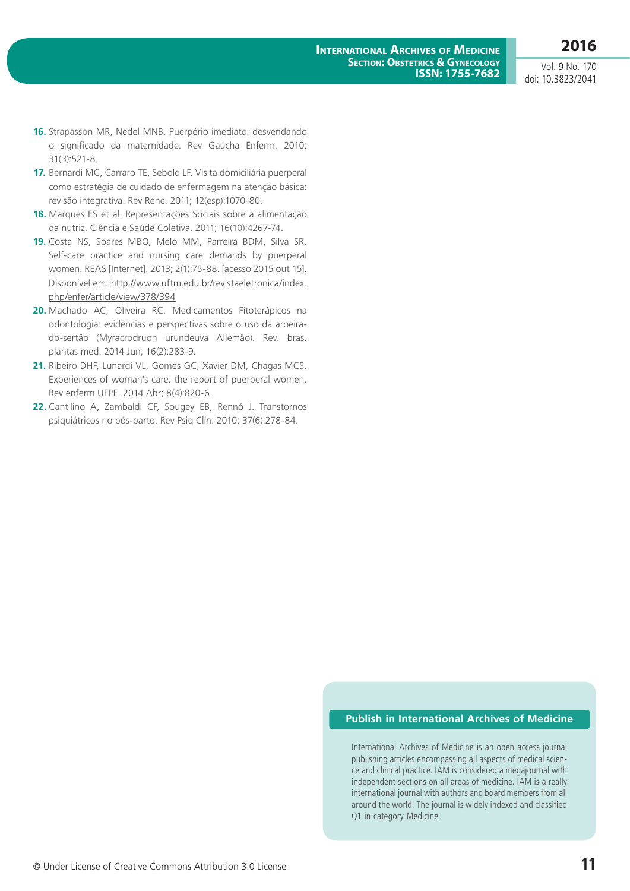16. Strapasson MR, Nedel MNB. Puerpério imediato: desvendando o significado da maternidade. Rev Gaúcha Enferm. 2010; 31(3):521-8.
17. Bernardi MC, Carraro TE, Sebold LF. Visita domiciliária puerperal como estratégia de cuidado de enfermagem na atenção básica: revisão integrativa. Rev Rene. 2011; 12(esp):1070-80.
18. Marques ES et al. Representações Sociais sobre a alimentação da nutriz. Ciência e Saúde Coletiva. 2011; 16(10):4267-74.
19. Costa NS, Soares MBO, Melo MM, Parreira BDM, Silva SR. Self-care practice and nursing care demands by puerperal women. REAS [Internet]. 2013; 2(1):75-88. [acesso 2015 out 15]. Disponível em: http://www.uftm.edu.br/revistaeletronica/index.php/enfer/article/view/378/394
20. Machado AC, Oliveira RC. Medicamentos Fitoterápicos na odontologia: evidências e perspectivas sobre o uso da aroeira-do-sertão (Myracrodruon urundeuva Allemão). Rev. bras. plantas med. 2014 Jun; 16(2):283-9.
21. Ribeiro DHF, Lunardi VL, Gomes GC, Xavier DM, Chagas MCS. Experiences of woman's care: the report of puerperal women. Rev enferm UFPE. 2014 Abr; 8(4):820-6.
22. Cantilino A, Zambaldi CF, Sougey EB, Rennó J. Transtornos psiquiátricos no pós-parto. Rev Psiq Clín. 2010; 37(6):278-84.

**Publish in International Archives of Medicine**

International Archives of Medicine is an open access journal publishing articles encompassing all aspects of medical science and clinical practice. IAM is considered a megajournal with independent sections on all areas of medicine. IAM is a really international journal with authors and board members from all around the world. The journal is widely indexed and classified Q1 in category Medicine.